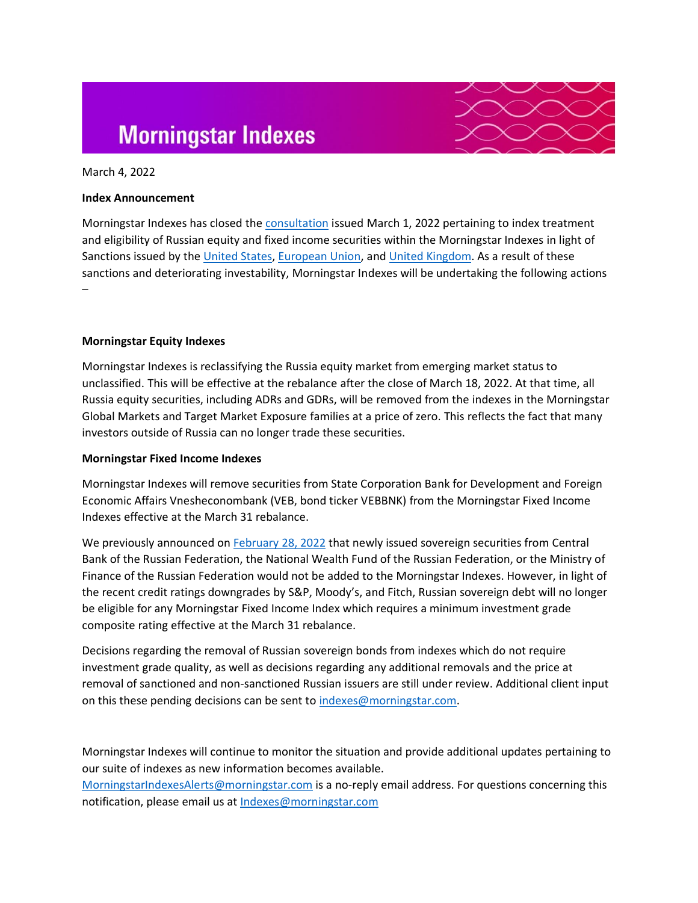# Morningstar Indexes

March 4, 2022

**Index Announcement**

Morningstar Indexes has closed the consultation issued March 1, 2022 pertaining to index treatment and eligibility of Russian equity and fixed income securities within the Morningstar Indexes in light of Sanctions issued by the United States, European Union, and United Kingdom. As a result of these sanctions and deteriorating investability, Morningstar Indexes will be undertaking the following actions –

**Morningstar Equity Indexes**

Morningstar Indexes is reclassifying the Russia equity market from emerging market status to unclassified. This will be effective at the rebalance after the close of March 18, 2022. At that time, all Russia equity securities, including ADRs and GDRs, will be removed from the indexes in the Morningstar Global Markets and Target Market Exposure families at a price of zero. This reflects the fact that many investors outside of Russia can no longer trade these securities.

**Morningstar Fixed Income Indexes**

Morningstar Indexes will remove securities from State Corporation Bank for Development and Foreign Economic Affairs Vnesheconombank (VEB, bond ticker VEBBNK) from the Morningstar Fixed Income Indexes effective at the March 31 rebalance.

We previously announced on February 28, 2022 that newly issued sovereign securities from Central Bank of the Russian Federation, the National Wealth Fund of the Russian Federation, or the Ministry of Finance of the Russian Federation would not be added to the Morningstar Indexes. However, in light of the recent credit ratings downgrades by S&P, Moody's, and Fitch, Russian sovereign debt will no longer be eligible for any Morningstar Fixed Income Index which requires a minimum investment grade composite rating effective at the March 31 rebalance.

Decisions regarding the removal of Russian sovereign bonds from indexes which do not require investment grade quality, as well as decisions regarding any additional removals and the price at removal of sanctioned and non-sanctioned Russian issuers are still under review. Additional client input on this these pending decisions can be sent to indexes@morningstar.com.

Morningstar Indexes will continue to monitor the situation and provide additional updates pertaining to our suite of indexes as new information becomes available.
MorningstarIndexesAlerts@morningstar.com is a no-reply email address. For questions concerning this notification, please email us at Indexes@morningstar.com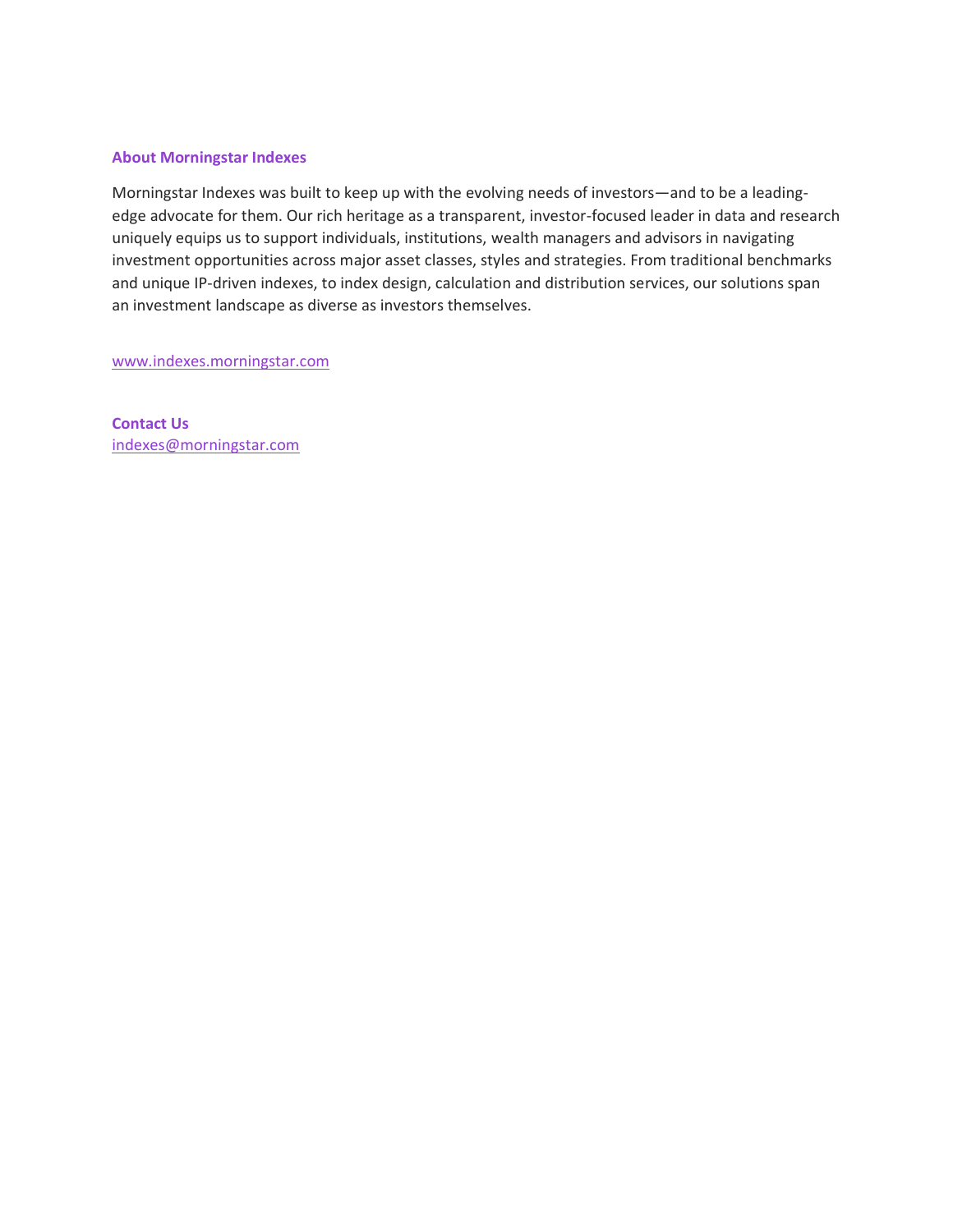### About Morningstar Indexes

Morningstar Indexes was built to keep up with the evolving needs of investors—and to be a leading-edge advocate for them. Our rich heritage as a transparent, investor-focused leader in data and research uniquely equips us to support individuals, institutions, wealth managers and advisors in navigating investment opportunities across major asset classes, styles and strategies. From traditional benchmarks and unique IP-driven indexes, to index design, calculation and distribution services, our solutions span an investment landscape as diverse as investors themselves.

www.indexes.morningstar.com

### Contact Us

indexes@morningstar.com